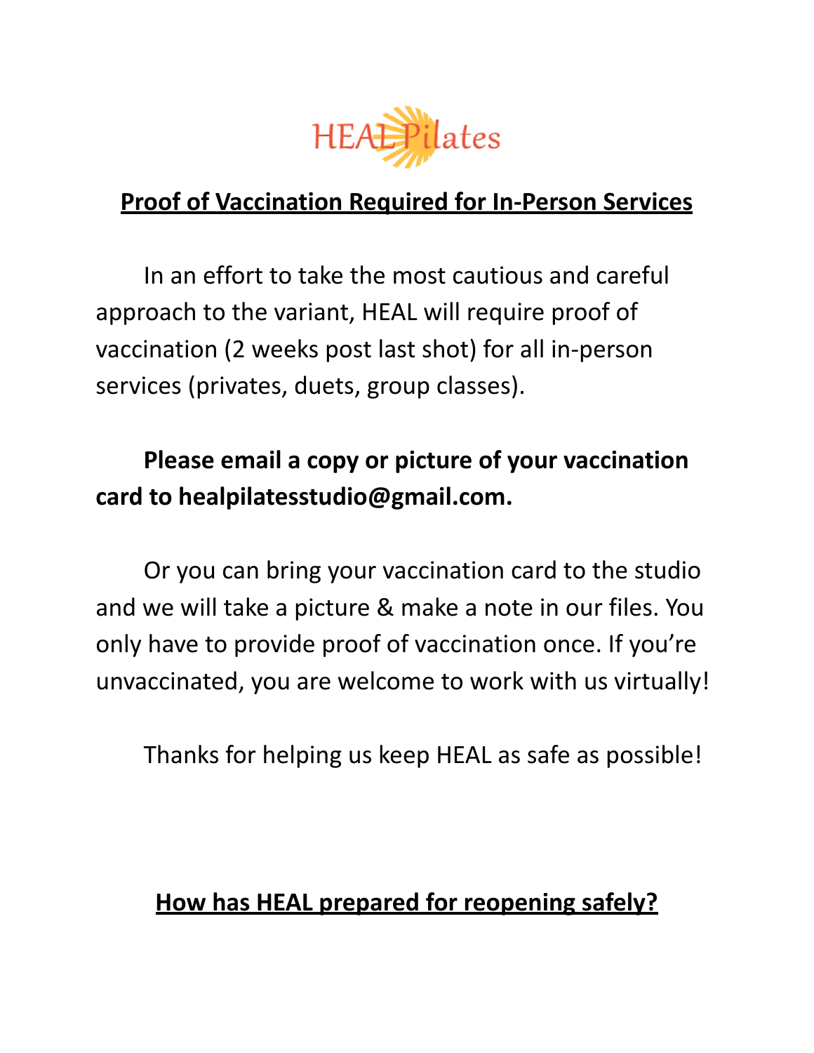HEAL Pilates

## Proof of Vaccination Required for In-Person Services

In an effort to take the most cautious and careful approach to the variant, HEAL will require proof of vaccination (2 weeks post last shot) for all in-person services (privates, duets, group classes).

**Please email a copy or picture of your vaccination card to healpilatesstudio@gmail.com.**

Or you can bring your vaccination card to the studio and we will take a picture & make a note in our files. You only have to provide proof of vaccination once. If you're unvaccinated, you are welcome to work with us virtually!

Thanks for helping us keep HEAL as safe as possible!

## How has HEAL prepared for reopening safely?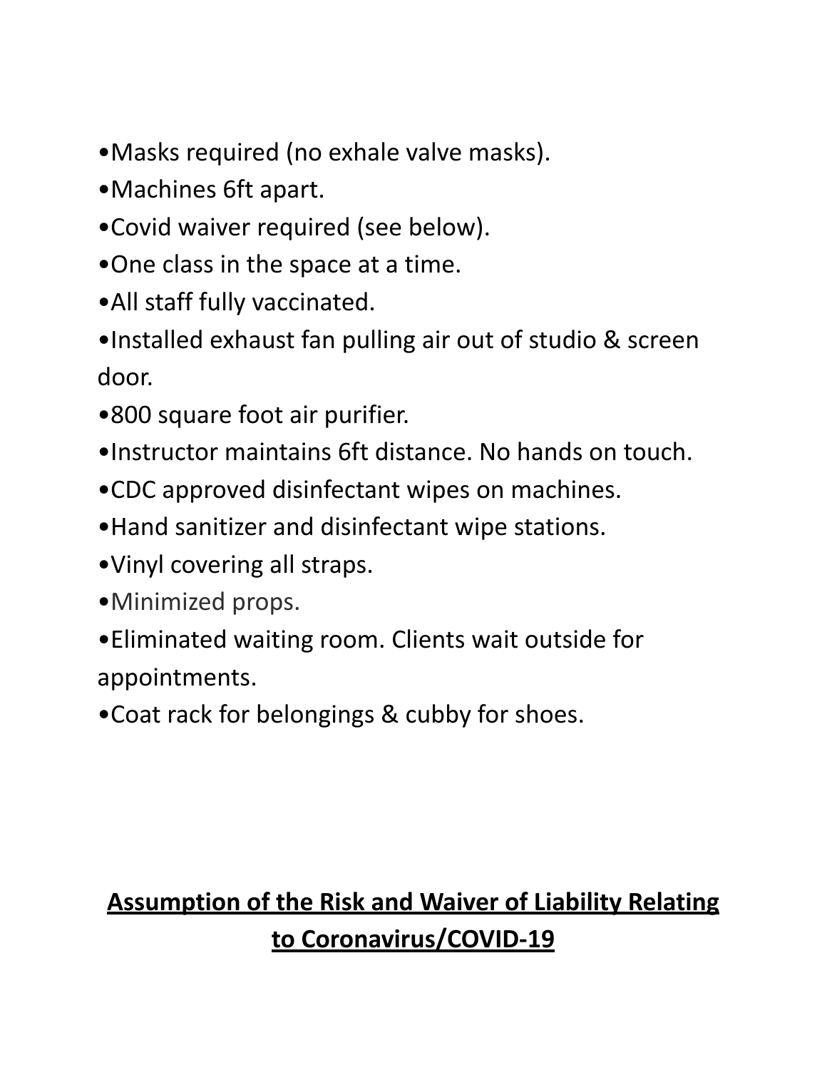- Masks required (no exhale valve masks).
- Machines 6ft apart.
- Covid waiver required (see below).
- One class in the space at a time.
- All staff fully vaccinated.
- Installed exhaust fan pulling air out of studio & screen door.
- 800 square foot air purifier.
- Instructor maintains 6ft distance. No hands on touch.
- CDC approved disinfectant wipes on machines.
- Hand sanitizer and disinfectant wipe stations.
- Vinyl covering all straps.
- Minimized props.
- Eliminated waiting room. Clients wait outside for appointments.
- Coat rack for belongings & cubby for shoes.

## **<u>Assumption of the Risk and Waiver of Liability Relating to Coronavirus/COVID-19</u>**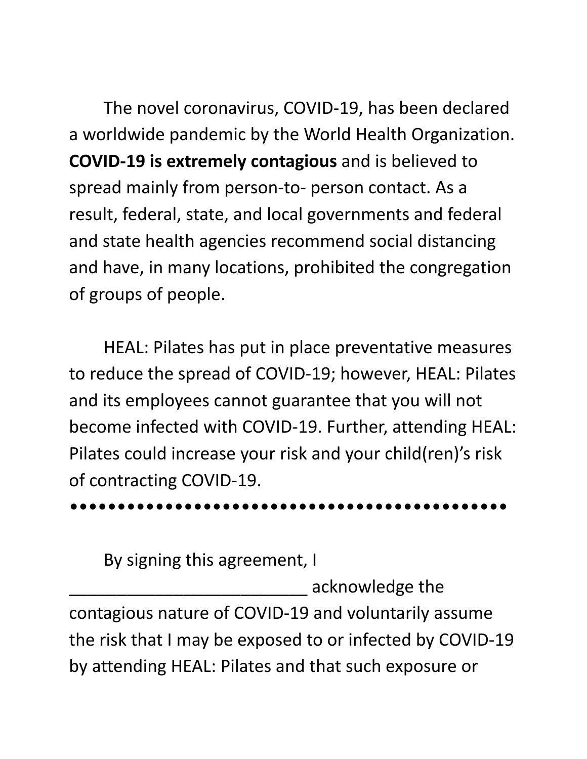The novel coronavirus, COVID-19, has been declared a worldwide pandemic by the World Health Organization. **COVID-19 is extremely contagious** and is believed to spread mainly from person-to- person contact. As a result, federal, state, and local governments and federal and state health agencies recommend social distancing and have, in many locations, prohibited the congregation of groups of people.

HEAL: Pilates has put in place preventative measures to reduce the spread of COVID-19; however, HEAL: Pilates and its employees cannot guarantee that you will not become infected with COVID-19. Further, attending HEAL: Pilates could increase your risk and your child(ren)'s risk of contracting COVID-19.

●●●●●●●●●●●●●●●●●●●●●●●●●●●●●●●●●●●●●●●●●●●●

By signing this agreement, I _________________________ acknowledge the contagious nature of COVID-19 and voluntarily assume the risk that I may be exposed to or infected by COVID-19 by attending HEAL: Pilates and that such exposure or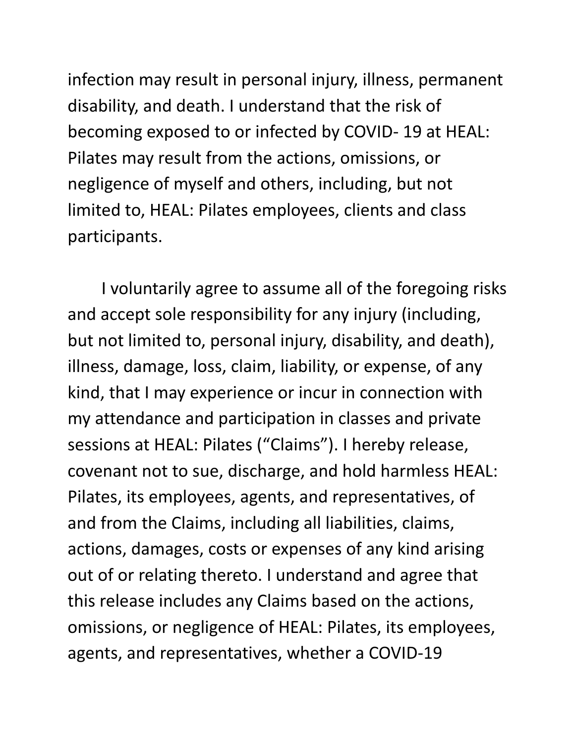infection may result in personal injury, illness, permanent disability, and death. I understand that the risk of becoming exposed to or infected by COVID- 19 at HEAL: Pilates may result from the actions, omissions, or negligence of myself and others, including, but not limited to, HEAL: Pilates employees, clients and class participants.

I voluntarily agree to assume all of the foregoing risks and accept sole responsibility for any injury (including, but not limited to, personal injury, disability, and death), illness, damage, loss, claim, liability, or expense, of any kind, that I may experience or incur in connection with my attendance and participation in classes and private sessions at HEAL: Pilates ("Claims"). I hereby release, covenant not to sue, discharge, and hold harmless HEAL: Pilates, its employees, agents, and representatives, of and from the Claims, including all liabilities, claims, actions, damages, costs or expenses of any kind arising out of or relating thereto. I understand and agree that this release includes any Claims based on the actions, omissions, or negligence of HEAL: Pilates, its employees, agents, and representatives, whether a COVID-19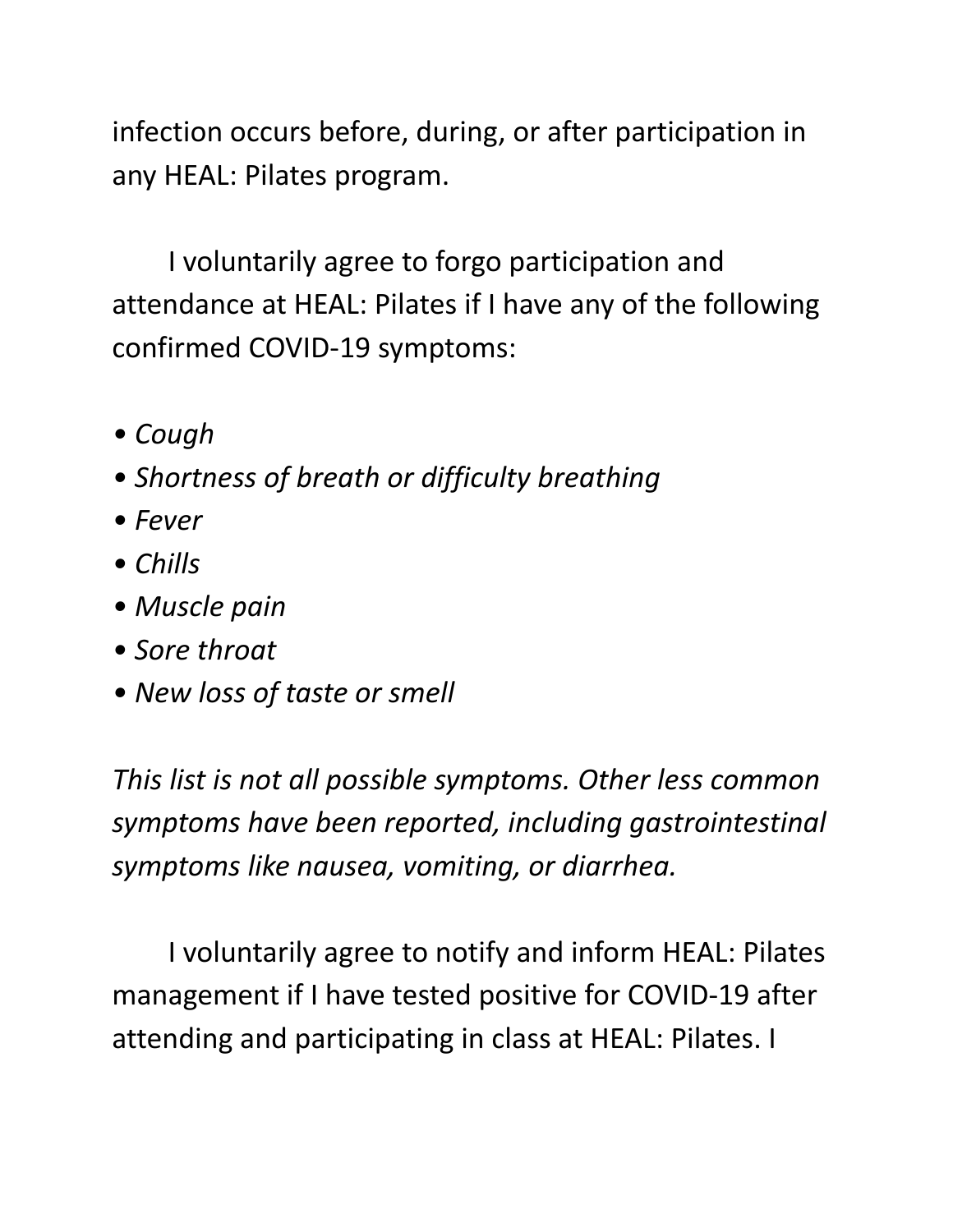infection occurs before, during, or after participation in any HEAL: Pilates program.

I voluntarily agree to forgo participation and attendance at HEAL: Pilates if I have any of the following confirmed COVID-19 symptoms:

- *Cough*
- *Shortness of breath or difficulty breathing*
- *Fever*
- *Chills*
- *Muscle pain*
- *Sore throat*
- *New loss of taste or smell*

*This list is not all possible symptoms. Other less common symptoms have been reported, including gastrointestinal symptoms like nausea, vomiting, or diarrhea.*

I voluntarily agree to notify and inform HEAL: Pilates management if I have tested positive for COVID-19 after attending and participating in class at HEAL: Pilates. I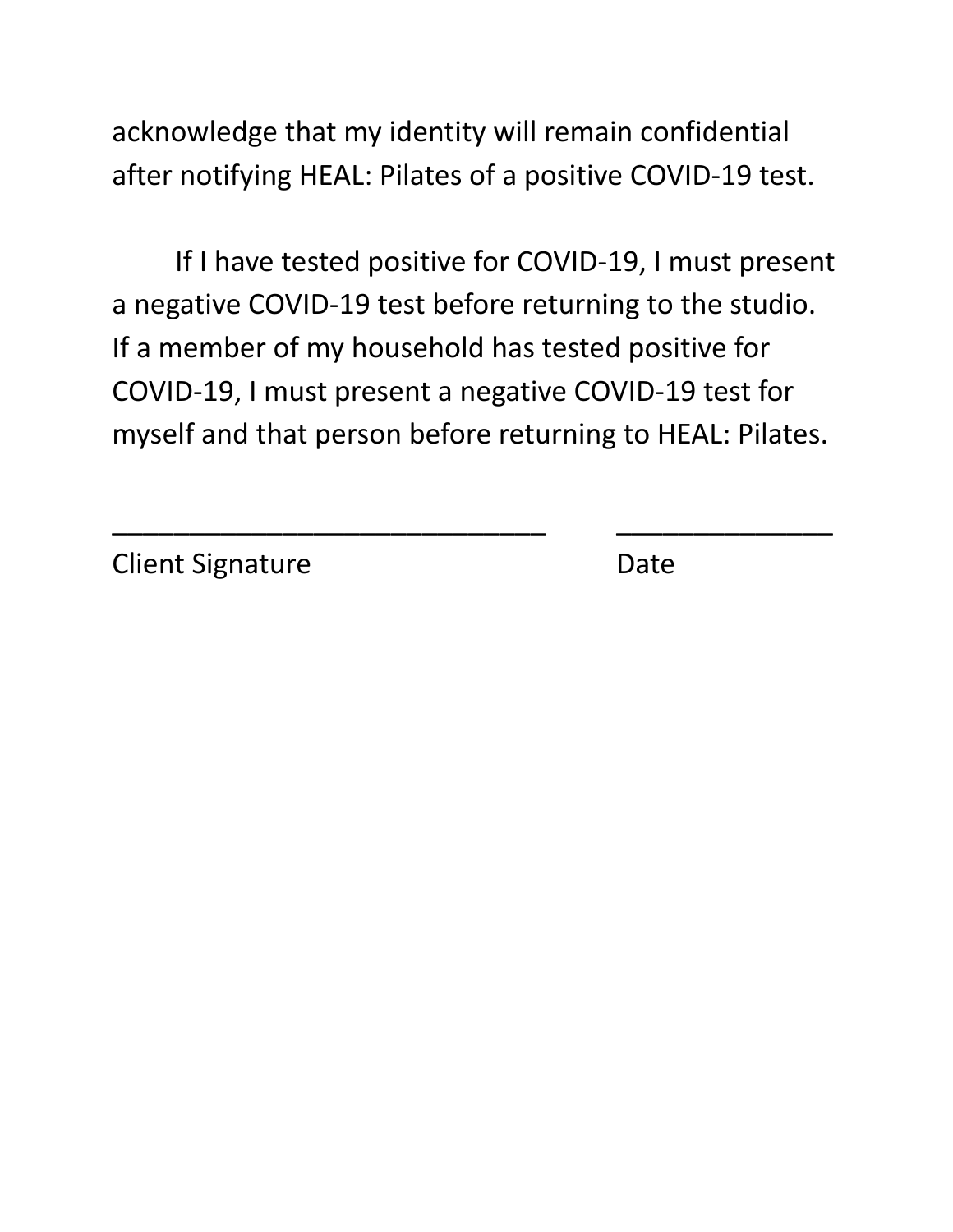acknowledge that my identity will remain confidential after notifying HEAL: Pilates of a positive COVID-19 test.

If I have tested positive for COVID-19, I must present a negative COVID-19 test before returning to the studio. If a member of my household has tested positive for COVID-19, I must present a negative COVID-19 test for myself and that person before returning to HEAL: Pilates.

| | |
|---|---|
| ______________________________ | _______________ |
| Client Signature | Date |